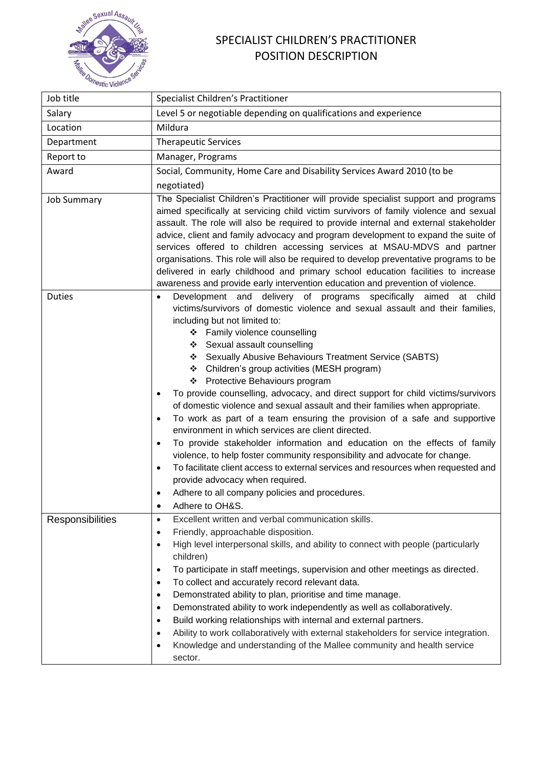# SPECIALIST CHILDREN'S PRACTITIONER POSITION DESCRIPTION

| | |
|---|---|
| Job title | Specialist Children's Practitioner |
| Salary | Level 5 or negotiable depending on qualifications and experience |
| Location | Mildura |
| Department | Therapeutic Services |
| Report to | Manager, Programs |
| Award | Social, Community, Home Care and Disability Services Award 2010 (to be negotiated) |
| Job Summary | The Specialist Children's Practitioner will provide specialist support and programs aimed specifically at servicing child victim survivors of family violence and sexual assault. The role will also be required to provide internal and external stakeholder advice, client and family advocacy and program development to expand the suite of services offered to children accessing services at MSAU-MDVS and partner organisations. This role will also be required to develop preventative programs to be delivered in early childhood and primary school education facilities to increase awareness and provide early intervention education and prevention of violence. |
| Duties | • Development and delivery of programs specifically aimed at child victims/survivors of domestic violence and sexual assault and their families, including but not limited to:<br>❖ Family violence counselling<br>❖ Sexual assault counselling<br>❖ Sexually Abusive Behaviours Treatment Service (SABTS)<br>❖ Children's group activities (MESH program)<br>❖ Protective Behaviours program<br>• To provide counselling, advocacy, and direct support for child victims/survivors of domestic violence and sexual assault and their families when appropriate.<br>• To work as part of a team ensuring the provision of a safe and supportive environment in which services are client directed.<br>• To provide stakeholder information and education on the effects of family violence, to help foster community responsibility and advocate for change.<br>• To facilitate client access to external services and resources when requested and provide advocacy when required.<br>• Adhere to all company policies and procedures.<br>• Adhere to OH&S. |
| Responsibilities | • Excellent written and verbal communication skills.<br>• Friendly, approachable disposition.<br>• High level interpersonal skills, and ability to connect with people (particularly children)<br>• To participate in staff meetings, supervision and other meetings as directed.<br>• To collect and accurately record relevant data.<br>• Demonstrated ability to plan, prioritise and time manage.<br>• Demonstrated ability to work independently as well as collaboratively.<br>• Build working relationships with internal and external partners.<br>• Ability to work collaboratively with external stakeholders for service integration.<br>• Knowledge and understanding of the Mallee community and health service sector. |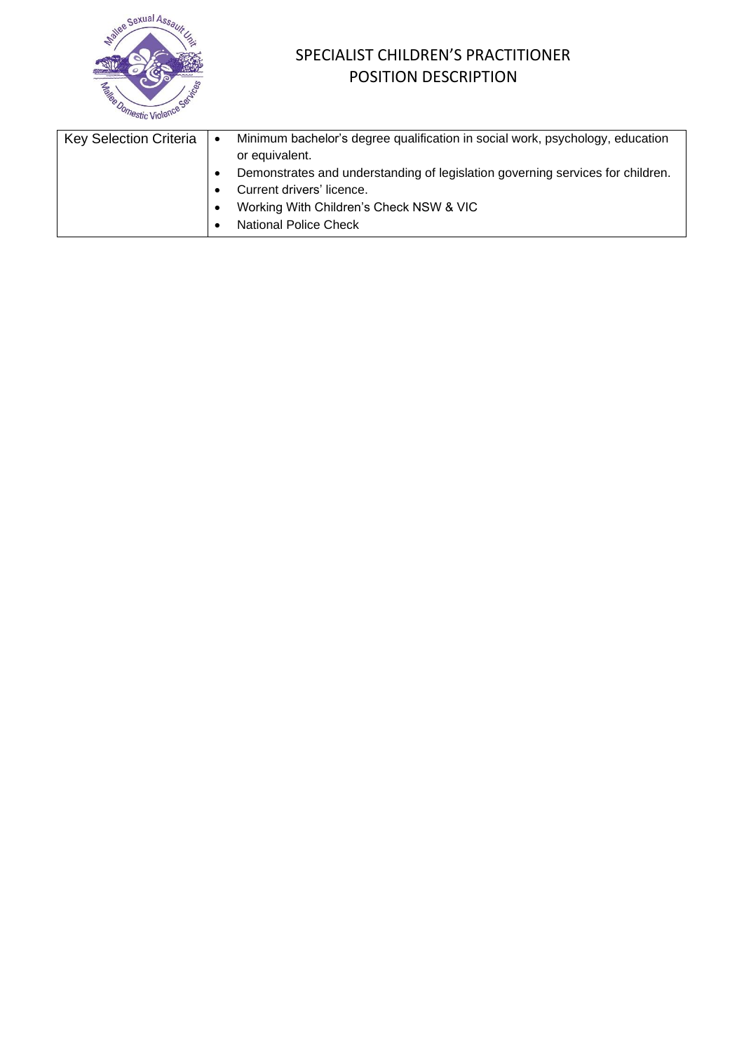# SPECIALIST CHILDREN'S PRACTITIONER POSITION DESCRIPTION

| | |
|---|---|
| Key Selection Criteria | • Minimum bachelor's degree qualification in social work, psychology, education or equivalent.<br>• Demonstrates and understanding of legislation governing services for children.<br>• Current drivers' licence.<br>• Working With Children's Check NSW & VIC<br>• National Police Check |